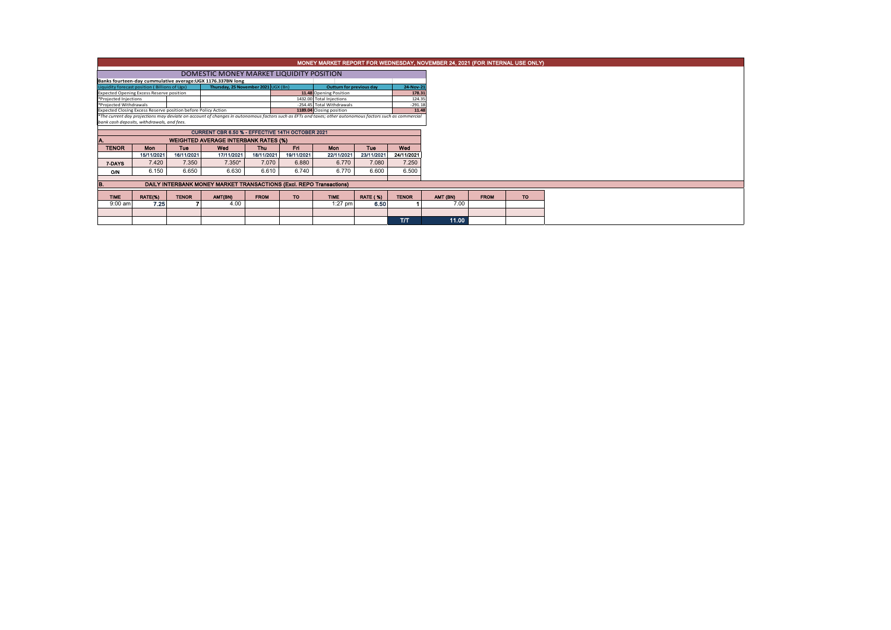# MONEY MARKET REPORT FOR WEDNESDAY, NOVEMBER 24, 2021 (FOR INTERNAL USE ONLY)

## DOMESTIC MONEY MARKET LIQUIDITY POSITION

**Banks fourteen-day cummulative average:UGX 1176.337BN long**

| Liquidity forecast position ( Billions of Ugx) | Thursday, 25 November 2021 UGX (Bn) | Outturn for previous day | 24-Nov-21 |
|---|---|---|---|
| Expected Opening Excess Reserve position | 11.48 | Opening Position | 178.31 |
| *Projected Injections | 1432.00 | Total Injections | 124.35 |
| *Projected Withdrawals | -254.45 | Total Withdrawals | -291.18 |
| Expected Closing Excess Reserve position before Policy Action | 1189.04 | Closing position | 11.48 |

*The current day projections may deviate on account of changes in autonomous factors such as EFTs and taxes; other autonomous factors such as commercial bank cash deposits, withdrawals, and fees.

**CURRENT CBR 6.50 % - EFFECTIVE 14TH OCTOBER 2021**

### A. WEIGHTED AVERAGE INTERBANK RATES (%)

| TENOR | Mon | Tue | Wed | Thu | Fri | Mon | Tue | Wed |
|---|---|---|---|---|---|---|---|---|
| | 15/11/2021 | 16/11/2021 | 17/11/2021 | 18/11/2021 | 19/11/2021 | 22/11/2021 | 23/11/2021 | 24/11/2021 |
| 7-DAYS | 7.420 | 7.350 | 7.350* | 7.070 | 6.880 | 6.770 | 7.080 | 7.250 |
| O/N | 6.150 | 6.650 | 6.630 | 6.610 | 6.740 | 6.770 | 6.600 | 6.500 |

### B. DAILY INTERBANK MONEY MARKET TRANSACTIONS (Excl. REPO Transactions)

| TIME | RATE(%) | TENOR | AMT(BN) | FROM | TO | TIME | RATE ( %) | TENOR | AMT (BN) | FROM | TO |
|---|---|---|---|---|---|---|---|---|---|---|---|
| 9:00 am | 7.25 | 7 | 4.00 | | | 1:27 pm | 6.50 | 1 | 7.00 | | |
| | | | | | | | | | | | |
| | | | | | | | | T/T | 11.00 | | |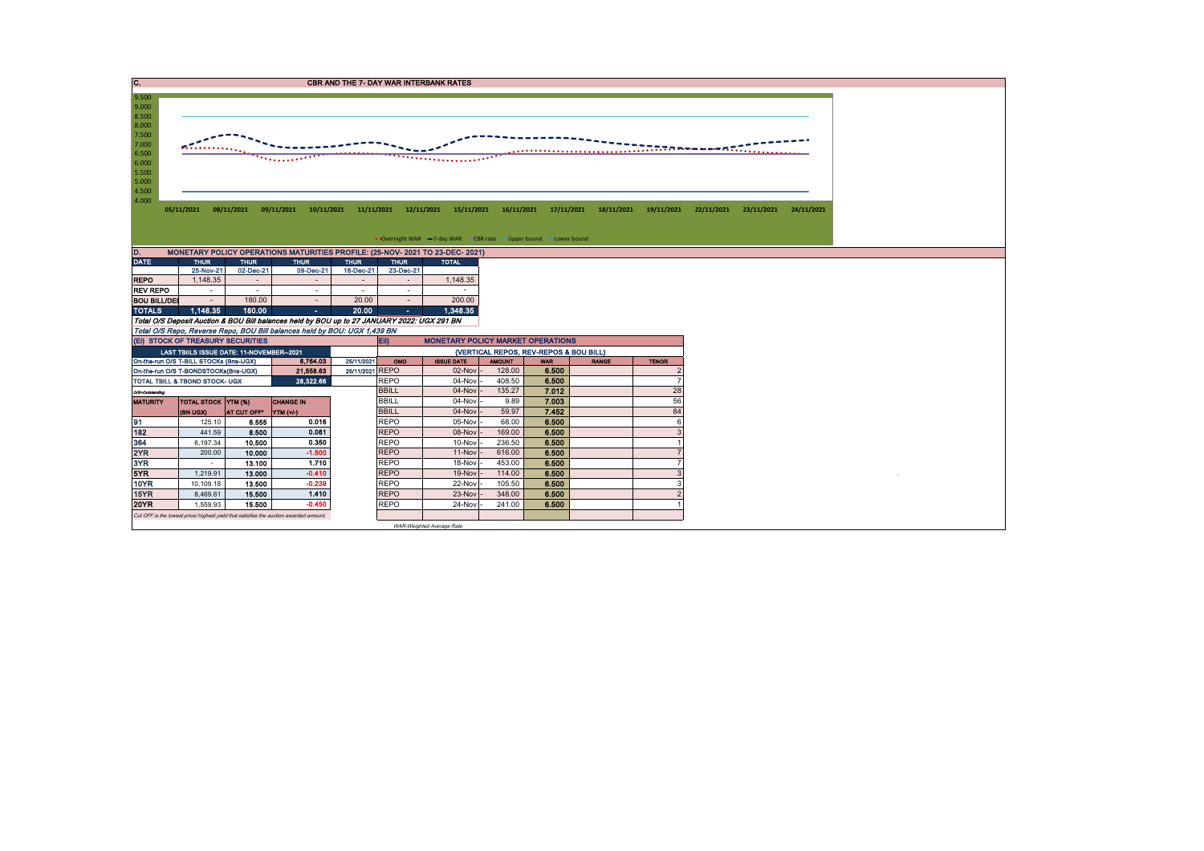## C. CBR AND THE 7- DAY WAR INTERBANK RATES

9.500
9.000
8.500
8.000
7.500
7.000
6.500
6.000
5.500
5.000
4.500
4.000

05/11/2021 08/11/2021 09/11/2021 10/11/2021 11/11/2021 12/11/2021 15/11/2021 16/11/2021 17/11/2021 18/11/2021 19/11/2021 22/11/2021 23/11/2021 24/11/2021

Overnight WAR — 7-day WAR — CBR rate — Upper bound — Lower bound

## D. MONETARY POLICY OPERATIONS MATURITIES PROFILE: (25-NOV- 2021 TO 23-DEC- 2021)

| DATE | THUR | THUR | THUR | THUR | THUR | TOTAL |
|---|---|---|---|---|---|---|
| | 25-Nov-21 | 02-Dec-21 | 09-Dec-21 | 16-Dec-21 | 23-Dec-21 | |
| REPO | 1,148.35 | - | - | - | - | 1,148.35 |
| REV REPO | - | - | - | - | - | - |
| BOU BILL/DEI | - | 180.00 | - | 20.00 | - | 200.00 |
| TOTALS | 1,148.35 | 180.00 | - | 20.00 | - | 1,348.35 |

*Total O/S Deposit Auction & BOU Bill balances held by BOU up to 27 JANUARY 2022: UGX 291 BN*

*Total O/S Repo, Reverse Repo, BOU Bill balances held by BOU: UGX 1,439 BN*

## (EI) STOCK OF TREASURY SECURITIES

| LAST TBIILS ISSUE DATE: 11-NOVEMBER--2021 | | | | |
|---|---|---|---|---|
| On-the-run O/S T-BILL STOCKs (Bns-UGX) | | | 6,764.03 | 25/11/2021 |
| On-the-run O/S T-BONDSTOCKs(Bns-UGX) | | | 21,558.63 | 25/11/2021 |
| TOTAL TBILL & TBOND STOCK- UGX | | | 28,322.66 | |

O/S=Outstanding

| MATURITY | TOTAL STOCK (BN UGX) | YTM (%) AT CUT OFF* | CHANGE IN YTM (+/-) |
|---|---|---|---|
| 91 | 125.10 | 6.555 | 0.016 |
| 182 | 441.59 | 8.500 | 0.081 |
| 364 | 6,197.34 | 10.500 | 0.350 |
| 2YR | 200.00 | 10.000 | -1.500 |
| 3YR | - | 13.100 | 1.710 |
| 5YR | 1,219.91 | 13.000 | -0.410 |
| 10YR | 10,109.18 | 13.500 | -0.239 |
| 15YR | 8,469.61 | 15.500 | 1.410 |
| 20YR | 1,559.93 | 15.500 | -0.450 |

*Cut OFF is the lowest price/ highest yield that satisfies the auction awarded amount.*

## EII) MONETARY POLICY MARKET OPERATIONS

(VERTICAL REPOS, REV-REPOS & BOU BILL)

| OMO | ISSUE DATE | AMOUNT | WAR | RANGE | TENOR |
|---|---|---|---|---|---|
| REPO | 02-Nov - | 128.00 | 6.500 | | 2 |
| REPO | 04-Nov - | 408.50 | 6.500 | | 7 |
| BBILL | 04-Nov - | 135.27 | 7.012 | | 28 |
| BBILL | 04-Nov - | 9.89 | 7.003 | | 56 |
| BBILL | 04-Nov - | 59.97 | 7.452 | | 84 |
| REPO | 05-Nov - | 68.00 | 6.500 | | 6 |
| REPO | 08-Nov - | 169.00 | 6.500 | | 3 |
| REPO | 10-Nov - | 236.50 | 6.500 | | 1 |
| REPO | 11-Nov - | 616.00 | 6.500 | | 7 |
| REPO | 18-Nov - | 453.00 | 6.500 | | 7 |
| REPO | 19-Nov - | 114.00 | 6.500 | | 3 |
| REPO | 22-Nov - | 105.50 | 6.500 | | 3 |
| REPO | 23-Nov - | 348.00 | 6.500 | | 2 |
| REPO | 24-Nov - | 241.00 | 6.500 | | 1 |

WAR-Weighted Average Rate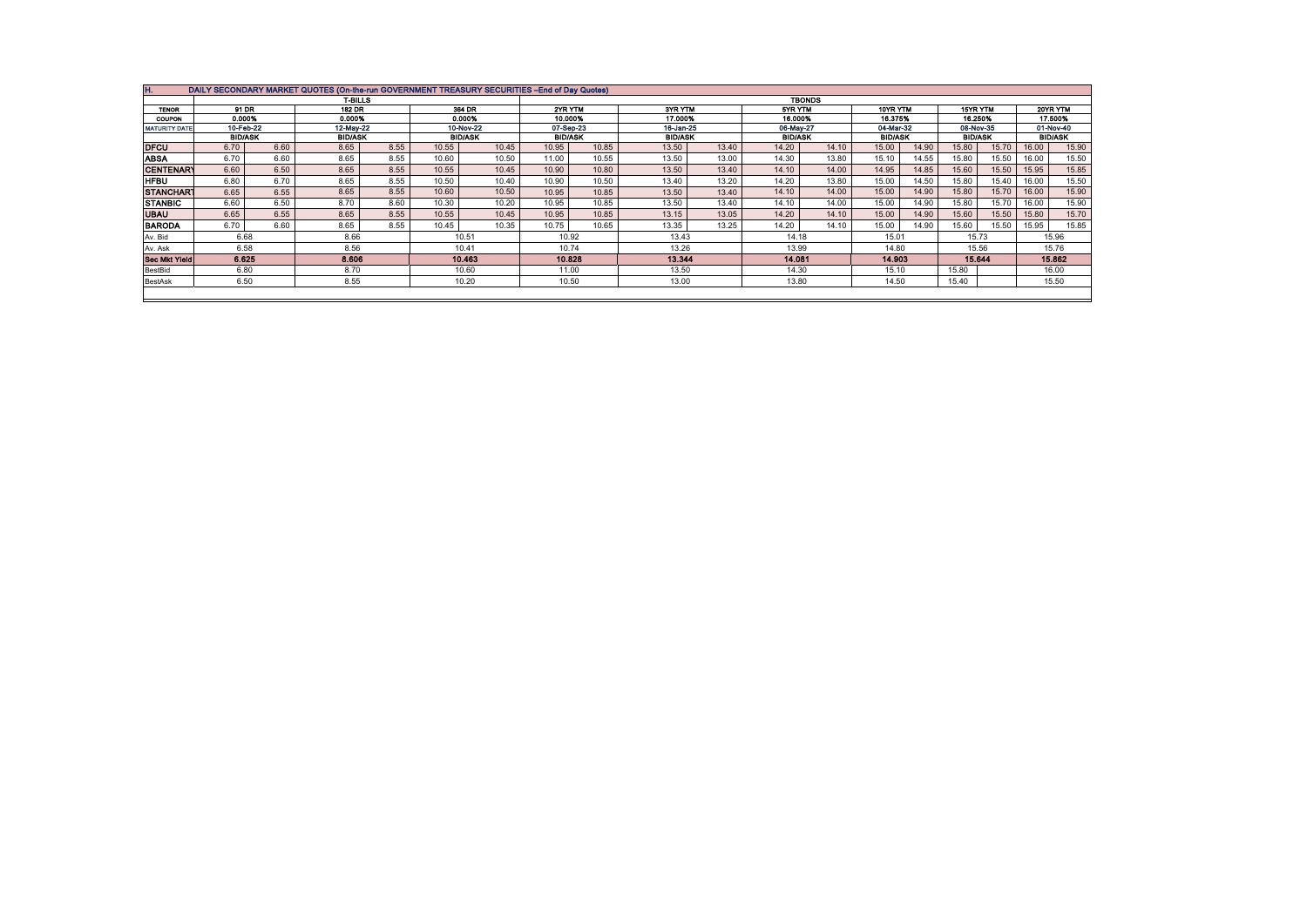## H. DAILY SECONDARY MARKET QUOTES (On-the-run GOVERNMENT TREASURY SECURITIES –End of Day Quotes)

| | T-BILLS | | | | | | TBONDS | | | | | | | | | | | | | | | |
|---|---|---|---|---|---|---|---|---|---|---|---|---|---|---|---|---|---|---|---|---|---|---|
| **TENOR** | 91 DR | | 182 DR | | 364 DR | | 2YR YTM | | 3YR YTM | | 5YR YTM | | 10YR YTM | | 15YR YTM | | 20YR YTM | | | | | |
| **COUPON** | 0.000% | | 0.000% | | 0.000% | | 10.000% | | 17.000% | | 16.000% | | 16.375% | | 16.250% | | 17.500% | | | | | |
| **MATURITY DATE** | 10-Feb-22 | | 12-May-22 | | 10-Nov-22 | | 07-Sep-23 | | 16-Jan-25 | | 06-May-27 | | 04-Mar-32 | | 08-Nov-35 | | 01-Nov-40 | | | | | |
| | BID/ASK | | BID/ASK | | BID/ASK | | BID/ASK | | BID/ASK | | BID/ASK | | BID/ASK | | BID/ASK | | BID/ASK | | | | | |
| **DFCU** | 6.70 | 6.60 | 8.65 | 8.55 | 10.55 | 10.45 | 10.95 | 10.85 | 13.50 | 13.40 | 14.20 | 14.10 | 15.00 | 14.90 | 15.80 | 15.70 | 16.00 | 15.90 | | | | |
| **ABSA** | 6.70 | 6.60 | 8.65 | 8.55 | 10.60 | 10.50 | 11.00 | 10.55 | 13.50 | 13.00 | 14.30 | 13.80 | 15.10 | 14.55 | 15.80 | 15.50 | 16.00 | 15.50 | | | | |
| **CENTENARY** | 6.60 | 6.50 | 8.65 | 8.55 | 10.55 | 10.45 | 10.90 | 10.80 | 13.50 | 13.40 | 14.10 | 14.00 | 14.95 | 14.85 | 15.60 | 15.50 | 15.95 | 15.85 | | | | |
| **HFBU** | 6.80 | 6.70 | 8.65 | 8.55 | 10.50 | 10.40 | 10.90 | 10.50 | 13.40 | 13.20 | 14.20 | 13.80 | 15.00 | 14.50 | 15.80 | 15.40 | 16.00 | 15.50 | | | | |
| **STANCHART** | 6.65 | 6.55 | 8.65 | 8.55 | 10.60 | 10.50 | 10.95 | 10.85 | 13.50 | 13.40 | 14.10 | 14.00 | 15.00 | 14.90 | 15.80 | 15.70 | 16.00 | 15.90 | | | | |
| **STANBIC** | 6.60 | 6.50 | 8.70 | 8.60 | 10.30 | 10.20 | 10.95 | 10.85 | 13.50 | 13.40 | 14.10 | 14.00 | 15.00 | 14.90 | 15.80 | 15.70 | 16.00 | 15.90 | | | | |
| **UBAU** | 6.65 | 6.55 | 8.65 | 8.55 | 10.55 | 10.45 | 10.95 | 10.85 | 13.15 | 13.05 | 14.20 | 14.10 | 15.00 | 14.90 | 15.60 | 15.50 | 15.80 | 15.70 | | | | |
| **BARODA** | 6.70 | 6.60 | 8.65 | 8.55 | 10.45 | 10.35 | 10.75 | 10.65 | 13.35 | 13.25 | 14.20 | 14.10 | 15.00 | 14.90 | 15.60 | 15.50 | 15.95 | 15.85 | | | | |
| Av. Bid | 6.68 | | 8.66 | | 10.51 | | 10.92 | | 13.43 | | 14.18 | | 15.01 | | 15.73 | | 15.96 | | | | | |
| Av. Ask | 6.58 | | 8.56 | | 10.41 | | 10.74 | | 13.26 | | 13.99 | | 14.80 | | 15.56 | | 15.76 | | | | | |
| **Sec Mkt Yield** | **6.625** | | **8.606** | | **10.463** | | **10.828** | | **13.344** | | **14.081** | | **14.903** | | **15.644** | | **15.862** | | | | | |
| BestBid | 6.80 | | 8.70 | | 10.60 | | 11.00 | | 13.50 | | 14.30 | | 15.10 | | 15.80 | | 16.00 | | | | | |
| BestAsk | 6.50 | | 8.55 | | 10.20 | | 10.50 | | 13.00 | | 13.80 | | 14.50 | | 15.40 | | 15.50 | | | | | |